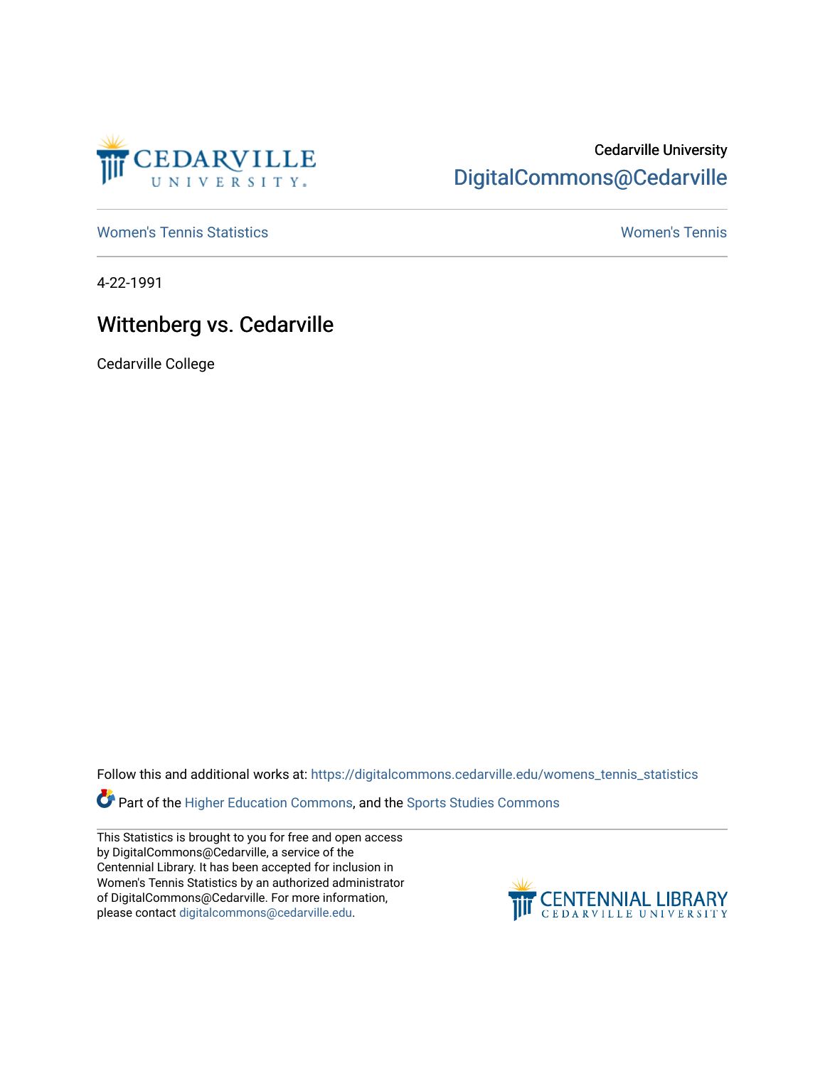Cedarville University

DigitalCommons@Cedarville

Women's Tennis Statistics

Women's Tennis

4-22-1991

# Wittenberg vs. Cedarville

Cedarville College

Follow this and additional works at: https://digitalcommons.cedarville.edu/womens_tennis_statistics

Part of the Higher Education Commons, and the Sports Studies Commons

This Statistics is brought to you for free and open access by DigitalCommons@Cedarville, a service of the Centennial Library. It has been accepted for inclusion in Women's Tennis Statistics by an authorized administrator of DigitalCommons@Cedarville. For more information, please contact digitalcommons@cedarville.edu.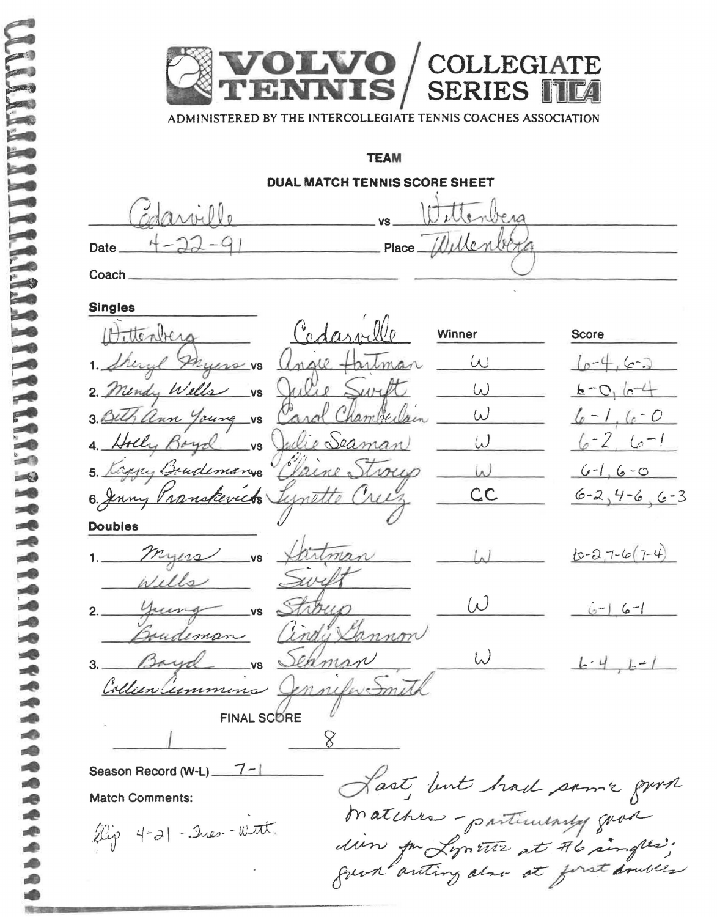# VOLVO TENNIS / COLLEGIATE SERIES ITCA

ADMINISTERED BY THE INTERCOLLEGIATE TENNIS COACHES ASSOCIATION

## TEAM

## DUAL MATCH TENNIS SCORE SHEET

Cedarville vs Wittenberg

Date 4-22-91 Place Wittenberg

Coach

### Singles

| Wittenberg | | Cedarville | Winner | Score |
|---|---|---|---|---|
| 1. Sheryl Myers | vs | Angie Hartman | W | 6-4, 6-2 |
| 2. Mendy Wells | vs | Julie Swift | W | 6-0, 6-4 |
| 3. Beth Ann Young | vs | Carol Chamberlain | W | 6-1, 6-0 |
| 4. Holly Boyd | vs | Julie Seaman | W | 6-2, 6-1 |
| 5. Kappy Beudeman | vs | Elaine Stroup | W | 6-1, 6-0 |
| 6. Jenny Pranskevich | vs | Lynette Cruz | CC | 6-2, 4-6, 6-3 |

### Doubles

| | | | Winner | Score |
|---|---|---|---|---|
| 1. Myers / Wells | vs | Hartman / Swift | W | 6-2, 7-6(7-4) |
| 2. Young / Beudeman | vs | Stroup / Cindy Gannon | W | 6-1, 6-1 |
| 3. Boyd / Colleen Cummins | vs | Seaman / Jennifer Smith | W | 6-4, 6-1 |

FINAL SCORE

1 8

Season Record (W-L) 7-1

Match Comments:

Last, but had some good matches - particularly good win for Lynette at #6 singles; good outing also at first doubles

Clip 4-21 - Tues. - Witt.